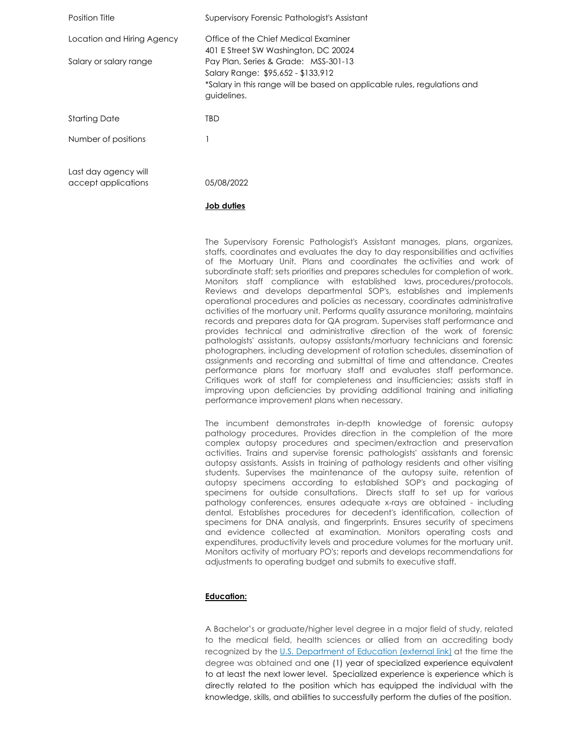| | |
|---|---|
| Position Title | Supervisory Forensic Pathologist's Assistant |
| Location and Hiring Agency | Office of the Chief Medical Examiner<br>401 E Street SW Washington, DC 20024 |
| Salary or salary range | Pay Plan, Series & Grade: MSS-301-13<br>Salary Range: $95,652 - $133,912<br>*Salary in this range will be based on applicable rules, regulations and guidelines. |
| Starting Date | TBD |
| Number of positions | 1 |
| Last day agency will accept applications | 05/08/2022 |

**Job duties**

The Supervisory Forensic Pathologist's Assistant manages, plans, organizes, staffs, coordinates and evaluates the day to day responsibilities and activities of the Mortuary Unit. Plans and coordinates the activities and work of subordinate staff; sets priorities and prepares schedules for completion of work. Monitors staff compliance with established laws, procedures/protocols. Reviews and develops departmental SOP's, establishes and implements operational procedures and policies as necessary, coordinates administrative activities of the mortuary unit. Performs quality assurance monitoring, maintains records and prepares data for QA program. Supervises staff performance and provides technical and administrative direction of the work of forensic pathologists' assistants, autopsy assistants/mortuary technicians and forensic photographers, including development of rotation schedules, dissemination of assignments and recording and submittal of time and attendance. Creates performance plans for mortuary staff and evaluates staff performance. Critiques work of staff for completeness and insufficiencies; assists staff in improving upon deficiencies by providing additional training and initiating performance improvement plans when necessary.

The incumbent demonstrates in-depth knowledge of forensic autopsy pathology procedures. Provides direction in the completion of the more complex autopsy procedures and specimen/extraction and preservation activities. Trains and supervise forensic pathologists' assistants and forensic autopsy assistants. Assists in training of pathology residents and other visiting students. Supervises the maintenance of the autopsy suite, retention of autopsy specimens according to established SOP's and packaging of specimens for outside consultations. Directs staff to set up for various pathology conferences, ensures adequate x-rays are obtained - including dental. Establishes procedures for decedent's identification, collection of specimens for DNA analysis, and fingerprints. Ensures security of specimens and evidence collected at examination. Monitors operating costs and expenditures, productivity levels and procedure volumes for the mortuary unit. Monitors activity of mortuary PO's; reports and develops recommendations for adjustments to operating budget and submits to executive staff.

**Education:**

A Bachelor's or graduate/higher level degree in a major field of study, related to the medical field, health sciences or allied from an accrediting body recognized by the [U.S. Department of Education (external link)] at the time the degree was obtained and one (1) year of specialized experience equivalent to at least the next lower level. Specialized experience is experience which is directly related to the position which has equipped the individual with the knowledge, skills, and abilities to successfully perform the duties of the position.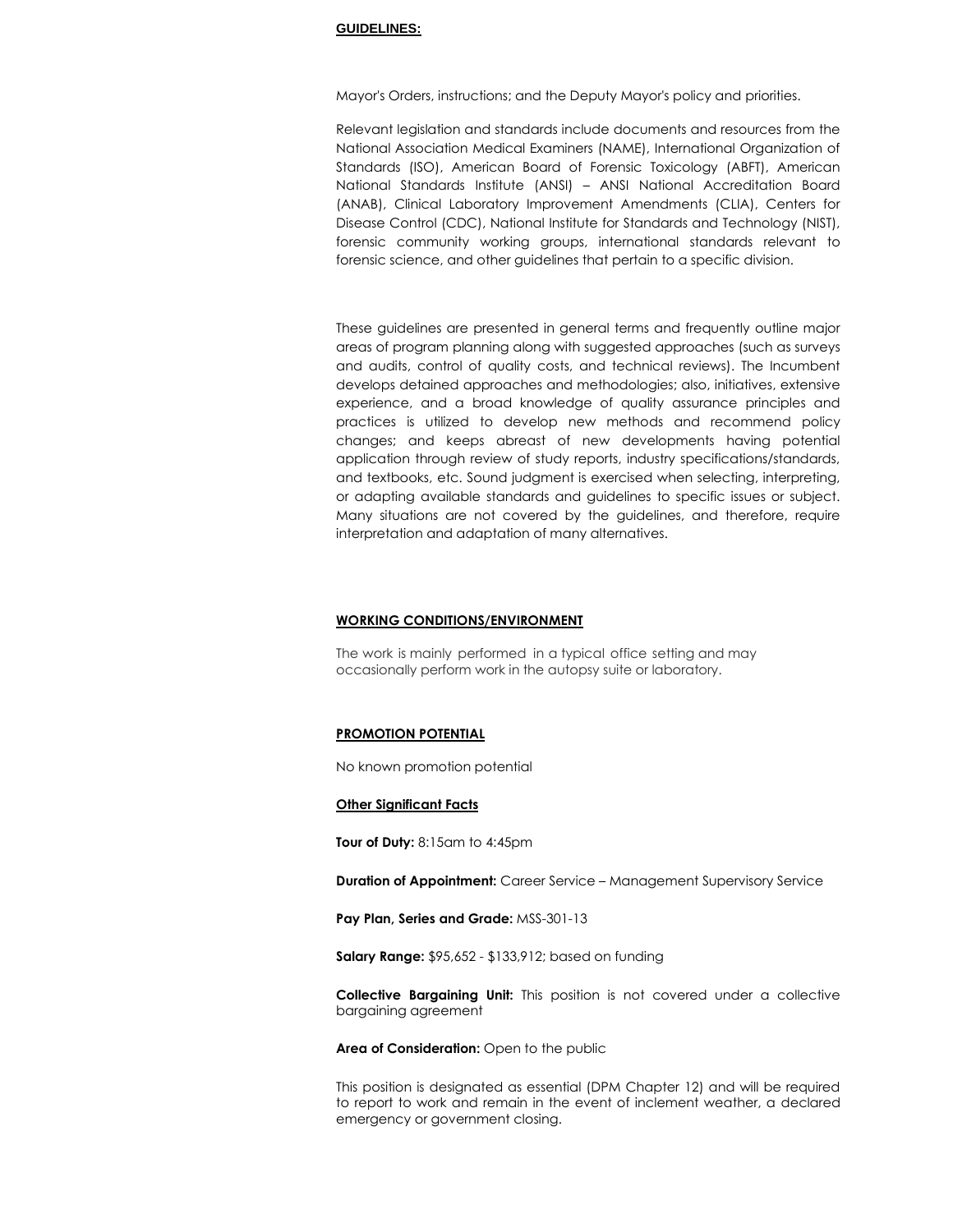**GUIDELINES:**

Mayor's Orders, instructions; and the Deputy Mayor's policy and priorities.

Relevant legislation and standards include documents and resources from the National Association Medical Examiners (NAME), International Organization of Standards (ISO), American Board of Forensic Toxicology (ABFT), American National Standards Institute (ANSI) – ANSI National Accreditation Board (ANAB), Clinical Laboratory Improvement Amendments (CLIA), Centers for Disease Control (CDC), National Institute for Standards and Technology (NIST), forensic community working groups, international standards relevant to forensic science, and other guidelines that pertain to a specific division.

These guidelines are presented in general terms and frequently outline major areas of program planning along with suggested approaches (such as surveys and audits, control of quality costs, and technical reviews). The Incumbent develops detained approaches and methodologies; also, initiatives, extensive experience, and a broad knowledge of quality assurance principles and practices is utilized to develop new methods and recommend policy changes; and keeps abreast of new developments having potential application through review of study reports, industry specifications/standards, and textbooks, etc. Sound judgment is exercised when selecting, interpreting, or adapting available standards and guidelines to specific issues or subject. Many situations are not covered by the guidelines, and therefore, require interpretation and adaptation of many alternatives.

**WORKING CONDITIONS/ENVIRONMENT**

The work is mainly performed in a typical office setting and may occasionally perform work in the autopsy suite or laboratory.

**PROMOTION POTENTIAL**

No known promotion potential

**Other Significant Facts**

**Tour of Duty:** 8:15am to 4:45pm

**Duration of Appointment:** Career Service – Management Supervisory Service

**Pay Plan, Series and Grade:** MSS-301-13

**Salary Range:** $95,652 - $133,912; based on funding

**Collective Bargaining Unit:** This position is not covered under a collective bargaining agreement

**Area of Consideration:** Open to the public

This position is designated as essential (DPM Chapter 12) and will be required to report to work and remain in the event of inclement weather, a declared emergency or government closing.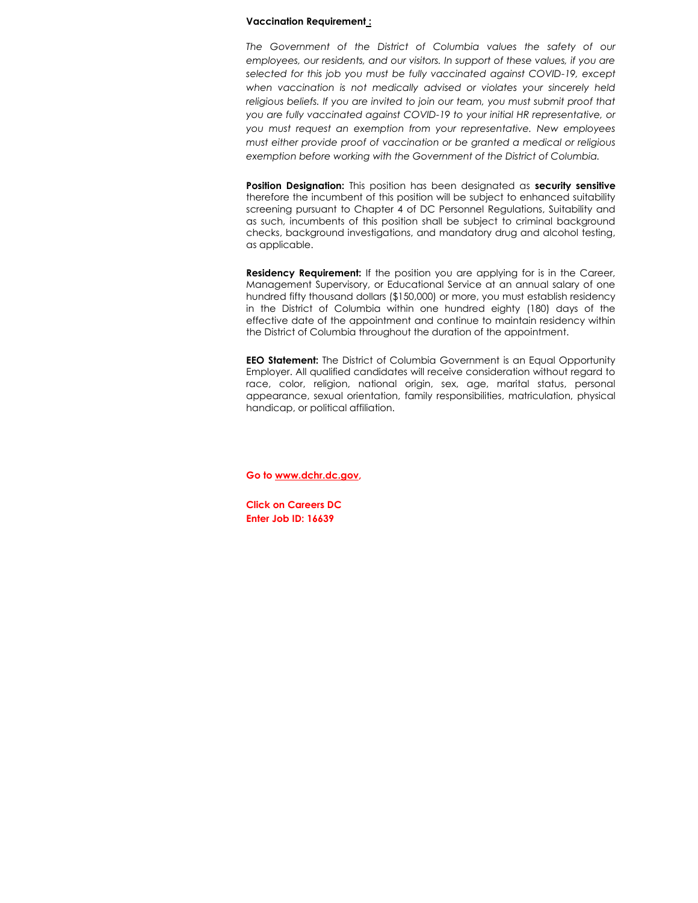**Vaccination Requirement :**

*The Government of the District of Columbia values the safety of our employees, our residents, and our visitors. In support of these values, if you are selected for this job you must be fully vaccinated against COVID-19, except when vaccination is not medically advised or violates your sincerely held religious beliefs. If you are invited to join our team, you must submit proof that you are fully vaccinated against COVID-19 to your initial HR representative, or you must request an exemption from your representative. New employees must either provide proof of vaccination or be granted a medical or religious exemption before working with the Government of the District of Columbia.*

**Position Designation:** This position has been designated as **security sensitive** therefore the incumbent of this position will be subject to enhanced suitability screening pursuant to Chapter 4 of DC Personnel Regulations, Suitability and as such, incumbents of this position shall be subject to criminal background checks, background investigations, and mandatory drug and alcohol testing, as applicable.

**Residency Requirement:** If the position you are applying for is in the Career, Management Supervisory, or Educational Service at an annual salary of one hundred fifty thousand dollars ($150,000) or more, you must establish residency in the District of Columbia within one hundred eighty (180) days of the effective date of the appointment and continue to maintain residency within the District of Columbia throughout the duration of the appointment.

**EEO Statement:** The District of Columbia Government is an Equal Opportunity Employer. All qualified candidates will receive consideration without regard to race, color, religion, national origin, sex, age, marital status, personal appearance, sexual orientation, family responsibilities, matriculation, physical handicap, or political affiliation.

**Go to www.dchr.dc.gov,**

**Click on Careers DC**
**Enter Job ID: 16639**